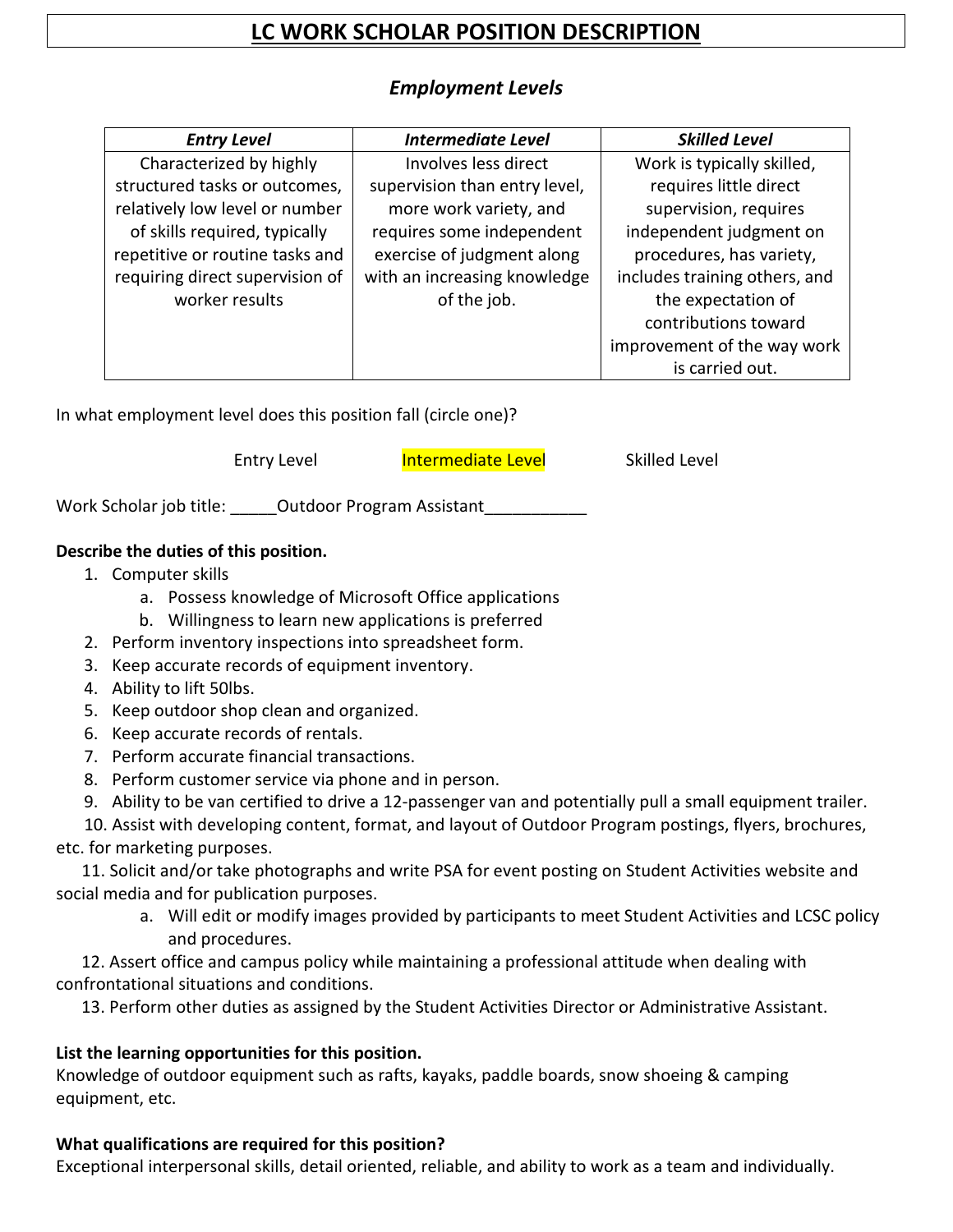# LC WORK SCHOLAR POSITION DESCRIPTION

## *Employment Levels*

| ***Entry Level*** | ***Intermediate Level*** | ***Skilled Level*** |
|---|---|---|
| Characterized by highly structured tasks or outcomes, relatively low level or number of skills required, typically repetitive or routine tasks and requiring direct supervision of worker results | Involves less direct supervision than entry level, more work variety, and requires some independent exercise of judgment along with an increasing knowledge of the job. | Work is typically skilled, requires little direct supervision, requires independent judgment on procedures, has variety, includes training others, and the expectation of contributions toward improvement of the way work is carried out. |

In what employment level does this position fall (circle one)?

Entry Level　　　**Intermediate Level**　　　Skilled Level

Work Scholar job title: _____Outdoor Program Assistant___________

**Describe the duties of this position.**

1. Computer skills
   a. Possess knowledge of Microsoft Office applications
   b. Willingness to learn new applications is preferred
2. Perform inventory inspections into spreadsheet form.
3. Keep accurate records of equipment inventory.
4. Ability to lift 50lbs.
5. Keep outdoor shop clean and organized.
6. Keep accurate records of rentals.
7. Perform accurate financial transactions.
8. Perform customer service via phone and in person.
9. Ability to be van certified to drive a 12-passenger van and potentially pull a small equipment trailer.
10. Assist with developing content, format, and layout of Outdoor Program postings, flyers, brochures, etc. for marketing purposes.
11. Solicit and/or take photographs and write PSA for event posting on Student Activities website and social media and for publication purposes.
    a. Will edit or modify images provided by participants to meet Student Activities and LCSC policy and procedures.
12. Assert office and campus policy while maintaining a professional attitude when dealing with confrontational situations and conditions.
13. Perform other duties as assigned by the Student Activities Director or Administrative Assistant.

**List the learning opportunities for this position.**

Knowledge of outdoor equipment such as rafts, kayaks, paddle boards, snow shoeing & camping equipment, etc.

**What qualifications are required for this position?**

Exceptional interpersonal skills, detail oriented, reliable, and ability to work as a team and individually.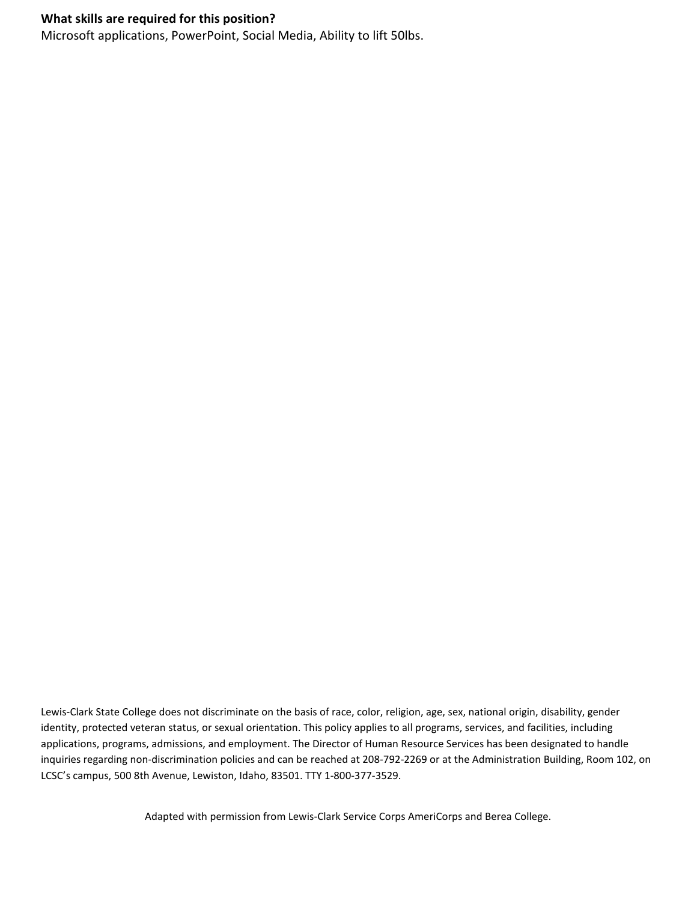**What skills are required for this position?**

Microsoft applications, PowerPoint, Social Media, Ability to lift 50lbs.

Lewis-Clark State College does not discriminate on the basis of race, color, religion, age, sex, national origin, disability, gender identity, protected veteran status, or sexual orientation. This policy applies to all programs, services, and facilities, including applications, programs, admissions, and employment. The Director of Human Resource Services has been designated to handle inquiries regarding non-discrimination policies and can be reached at 208-792-2269 or at the Administration Building, Room 102, on LCSC's campus, 500 8th Avenue, Lewiston, Idaho, 83501. TTY 1-800-377-3529.

Adapted with permission from Lewis-Clark Service Corps AmeriCorps and Berea College.